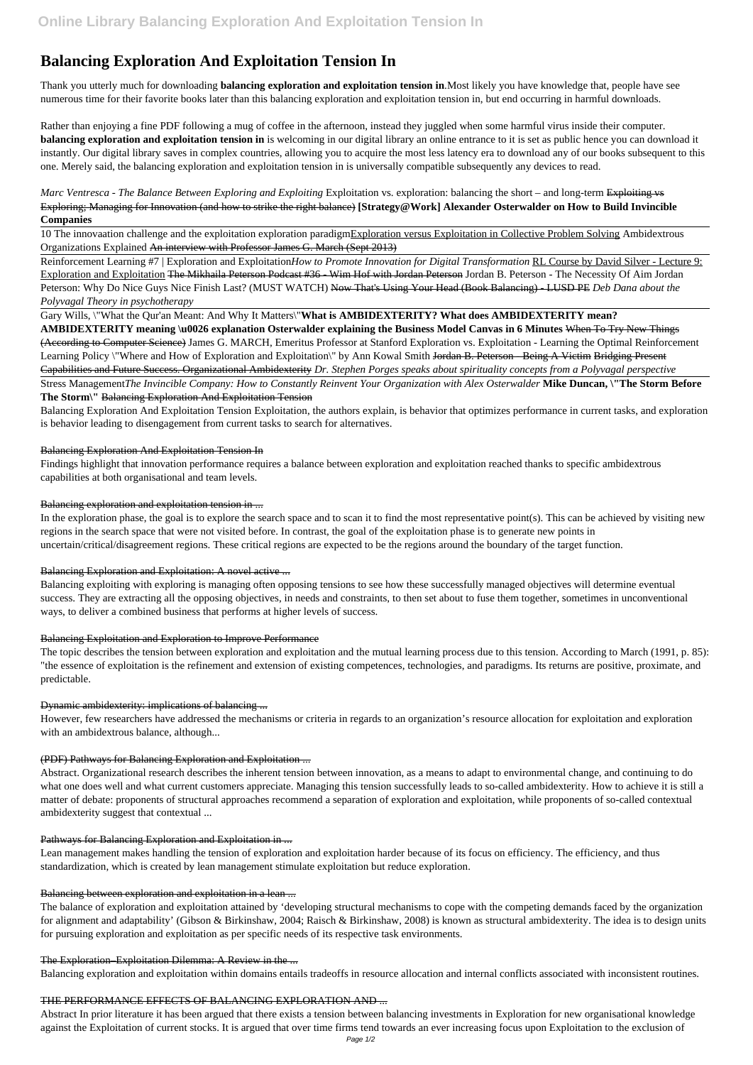# Balancing Exploration And Exploitation Tension In

Thank you utterly much for downloading **balancing exploration and exploitation tension in**.Most likely you have knowledge that, people have see numerous time for their favorite books later than this balancing exploration and exploitation tension in, but end occurring in harmful downloads.

Rather than enjoying a fine PDF following a mug of coffee in the afternoon, instead they juggled when some harmful virus inside their computer. **balancing exploration and exploitation tension in** is welcoming in our digital library an online entrance to it is set as public hence you can download it instantly. Our digital library saves in complex countries, allowing you to acquire the most less latency era to download any of our books subsequent to this one. Merely said, the balancing exploration and exploitation tension in is universally compatible subsequently any devices to read.

*Marc Ventresca - The Balance Between Exploring and Exploiting* Exploitation vs. exploration: balancing the short – and long-term Exploiting vs Exploring; Managing for Innovation (and how to strike the right balance) **[Strategy@Work] Alexander Osterwalder on How to Build Invincible Companies**

10 The innovaation challenge and the exploitation exploration paradigmExploration versus Exploitation in Collective Problem Solving Ambidextrous Organizations Explained An interview with Professor James G. March (Sept 2013)

Reinforcement Learning #7 | Exploration and Exploitation*How to Promote Innovation for Digital Transformation* RL Course by David Silver - Lecture 9: Exploration and Exploitation The Mikhaila Peterson Podcast #36 - Wim Hof with Jordan Peterson Jordan B. Peterson - The Necessity Of Aim Jordan Peterson: Why Do Nice Guys Nice Finish Last? (MUST WATCH) Now That's Using Your Head (Book Balancing) - LUSD PE *Deb Dana about the Polyvagal Theory in psychotherapy*

Gary Wills, \"What the Qur'an Meant: And Why It Matters\"**What is AMBIDEXTERITY? What does AMBIDEXTERITY mean? AMBIDEXTERITY meaning \u0026 explanation Osterwalder explaining the Business Model Canvas in 6 Minutes** When To Try New Things (According to Computer Science) James G. MARCH, Emeritus Professor at Stanford Exploration vs. Exploitation - Learning the Optimal Reinforcement Learning Policy \"Where and How of Exploration and Exploitation\" by Ann Kowal Smith Jordan B. Peterson - Being A Victim Bridging Present Capabilities and Future Success. Organizational Ambidexterity *Dr. Stephen Porges speaks about spirituality concepts from a Polyvagal perspective*

Stress Management*The Invincible Company: How to Constantly Reinvent Your Organization with Alex Osterwalder* **Mike Duncan, \"The Storm Before The Storm\"** Balancing Exploration And Exploitation Tension

Balancing Exploration And Exploitation Tension Exploitation, the authors explain, is behavior that optimizes performance in current tasks, and exploration is behavior leading to disengagement from current tasks to search for alternatives.

Balancing Exploration And Exploitation Tension In

Findings highlight that innovation performance requires a balance between exploration and exploitation reached thanks to specific ambidextrous capabilities at both organisational and team levels.

Balancing exploration and exploitation tension in ...

In the exploration phase, the goal is to explore the search space and to scan it to find the most representative point(s). This can be achieved by visiting new regions in the search space that were not visited before. In contrast, the goal of the exploitation phase is to generate new points in uncertain/critical/disagreement regions. These critical regions are expected to be the regions around the boundary of the target function.

Balancing Exploration and Exploitation: A novel active ...

Balancing exploiting with exploring is managing often opposing tensions to see how these successfully managed objectives will determine eventual success. They are extracting all the opposing objectives, in needs and constraints, to then set about to fuse them together, sometimes in unconventional ways, to deliver a combined business that performs at higher levels of success.

Balancing Exploitation and Exploration to Improve Performance

The topic describes the tension between exploration and exploitation and the mutual learning process due to this tension. According to March (1991, p. 85): "the essence of exploitation is the refinement and extension of existing competences, technologies, and paradigms. Its returns are positive, proximate, and predictable.

Dynamic ambidexterity: implications of balancing ...

However, few researchers have addressed the mechanisms or criteria in regards to an organization's resource allocation for exploitation and exploration with an ambidextrous balance, although...

(PDF) Pathways for Balancing Exploration and Exploitation ...

Abstract. Organizational research describes the inherent tension between innovation, as a means to adapt to environmental change, and continuing to do what one does well and what current customers appreciate. Managing this tension successfully leads to so-called ambidexterity. How to achieve it is still a matter of debate: proponents of structural approaches recommend a separation of exploration and exploitation, while proponents of so-called contextual ambidexterity suggest that contextual ...

Pathways for Balancing Exploration and Exploitation in ...

Lean management makes handling the tension of exploration and exploitation harder because of its focus on efficiency. The efficiency, and thus standardization, which is created by lean management stimulate exploitation but reduce exploration.

Balancing between exploration and exploitation in a lean ...

The balance of exploration and exploitation attained by 'developing structural mechanisms to cope with the competing demands faced by the organization for alignment and adaptability' (Gibson & Birkinshaw, 2004; Raisch & Birkinshaw, 2008) is known as structural ambidexterity. The idea is to design units for pursuing exploration and exploitation as per specific needs of its respective task environments.

The Exploration–Exploitation Dilemma: A Review in the ...

Balancing exploration and exploitation within domains entails tradeoffs in resource allocation and internal conflicts associated with inconsistent routines.

THE PERFORMANCE EFFECTS OF BALANCING EXPLORATION AND ...

Abstract In prior literature it has been argued that there exists a tension between balancing investments in Exploration for new organisational knowledge against the Exploitation of current stocks. It is argued that over time firms tend towards an ever increasing focus upon Exploitation to the exclusion of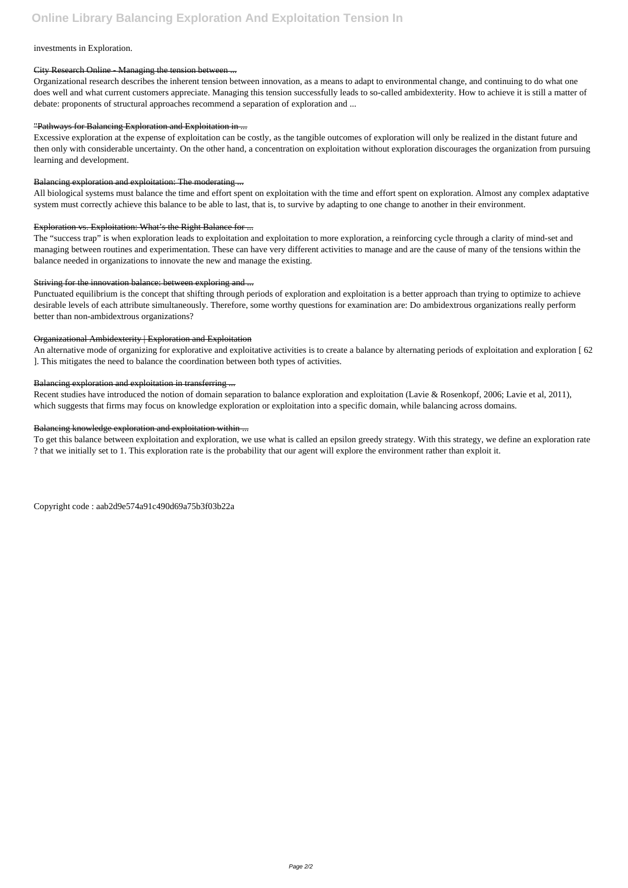investments in Exploration.

City Research Online - Managing the tension between ...

Organizational research describes the inherent tension between innovation, as a means to adapt to environmental change, and continuing to do what one does well and what current customers appreciate. Managing this tension successfully leads to so-called ambidexterity. How to achieve it is still a matter of debate: proponents of structural approaches recommend a separation of exploration and ...

"Pathways for Balancing Exploration and Exploitation in ...

Excessive exploration at the expense of exploitation can be costly, as the tangible outcomes of exploration will only be realized in the distant future and then only with considerable uncertainty. On the other hand, a concentration on exploitation without exploration discourages the organization from pursuing learning and development.

Balancing exploration and exploitation: The moderating ...

All biological systems must balance the time and effort spent on exploitation with the time and effort spent on exploration. Almost any complex adaptative system must correctly achieve this balance to be able to last, that is, to survive by adapting to one change to another in their environment.

Exploration vs. Exploitation: What's the Right Balance for ...

The "success trap" is when exploration leads to exploitation and exploitation to more exploration, a reinforcing cycle through a clarity of mind-set and managing between routines and experimentation. These can have very different activities to manage and are the cause of many of the tensions within the balance needed in organizations to innovate the new and manage the existing.

Striving for the innovation balance: between exploring and ...

Punctuated equilibrium is the concept that shifting through periods of exploration and exploitation is a better approach than trying to optimize to achieve desirable levels of each attribute simultaneously. Therefore, some worthy questions for examination are: Do ambidextrous organizations really perform better than non-ambidextrous organizations?

Organizational Ambidexterity | Exploration and Exploitation

An alternative mode of organizing for explorative and exploitative activities is to create a balance by alternating periods of exploitation and exploration [ 62 ]. This mitigates the need to balance the coordination between both types of activities.

Balancing exploration and exploitation in transferring ...

Recent studies have introduced the notion of domain separation to balance exploration and exploitation (Lavie & Rosenkopf, 2006; Lavie et al, 2011), which suggests that firms may focus on knowledge exploration or exploitation into a specific domain, while balancing across domains.

Balancing knowledge exploration and exploitation within ...

To get this balance between exploitation and exploration, we use what is called an epsilon greedy strategy. With this strategy, we define an exploration rate ? that we initially set to 1. This exploration rate is the probability that our agent will explore the environment rather than exploit it.

Copyright code : aab2d9e574a91c490d69a75b3f03b22a